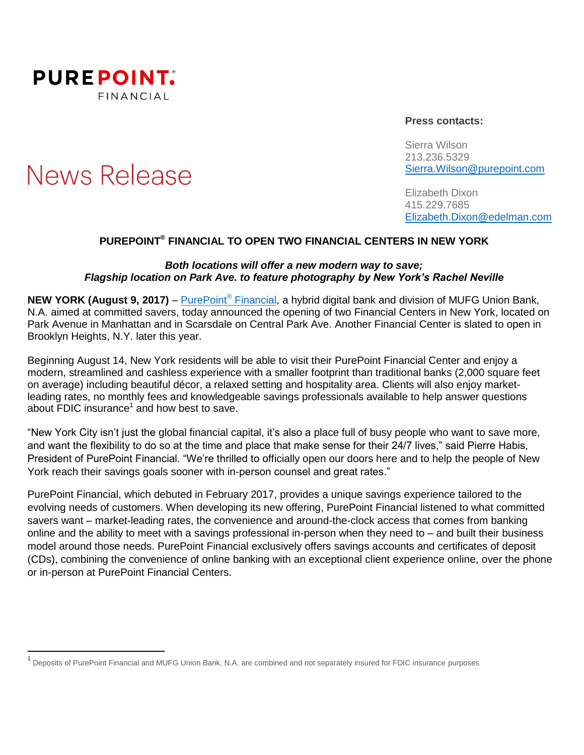**PUREPOINT.**® FINANCIAL

# News Release

**Press contacts:**

Sierra Wilson
213.236.5329
Sierra.Wilson@purepoint.com

Elizabeth Dixon
415.229.7685
Elizabeth.Dixon@edelman.com

## PUREPOINT® FINANCIAL TO OPEN TWO FINANCIAL CENTERS IN NEW YORK

***Both locations will offer a new modern way to save;***
***Flagship location on Park Ave. to feature photography by New York's Rachel Neville***

**NEW YORK (August 9, 2017)** – PurePoint® Financial, a hybrid digital bank and division of MUFG Union Bank, N.A. aimed at committed savers, today announced the opening of two Financial Centers in New York, located on Park Avenue in Manhattan and in Scarsdale on Central Park Ave. Another Financial Center is slated to open in Brooklyn Heights, N.Y. later this year.

Beginning August 14, New York residents will be able to visit their PurePoint Financial Center and enjoy a modern, streamlined and cashless experience with a smaller footprint than traditional banks (2,000 square feet on average) including beautiful décor, a relaxed setting and hospitality area. Clients will also enjoy market-leading rates, no monthly fees and knowledgeable savings professionals available to help answer questions about FDIC insurance[1] and how best to save.

"New York City isn't just the global financial capital, it's also a place full of busy people who want to save more, and want the flexibility to do so at the time and place that make sense for their 24/7 lives," said Pierre Habis, President of PurePoint Financial. "We're thrilled to officially open our doors here and to help the people of New York reach their savings goals sooner with in-person counsel and great rates."

PurePoint Financial, which debuted in February 2017, provides a unique savings experience tailored to the evolving needs of customers. When developing its new offering, PurePoint Financial listened to what committed savers want – market-leading rates, the convenience and around-the-clock access that comes from banking online and the ability to meet with a savings professional in-person when they need to – and built their business model around those needs. PurePoint Financial exclusively offers savings accounts and certificates of deposit (CDs), combining the convenience of online banking with an exceptional client experience online, over the phone or in-person at PurePoint Financial Centers.

[1] Deposits of PurePoint Financial and MUFG Union Bank, N.A. are combined and not separately insured for FDIC insurance purposes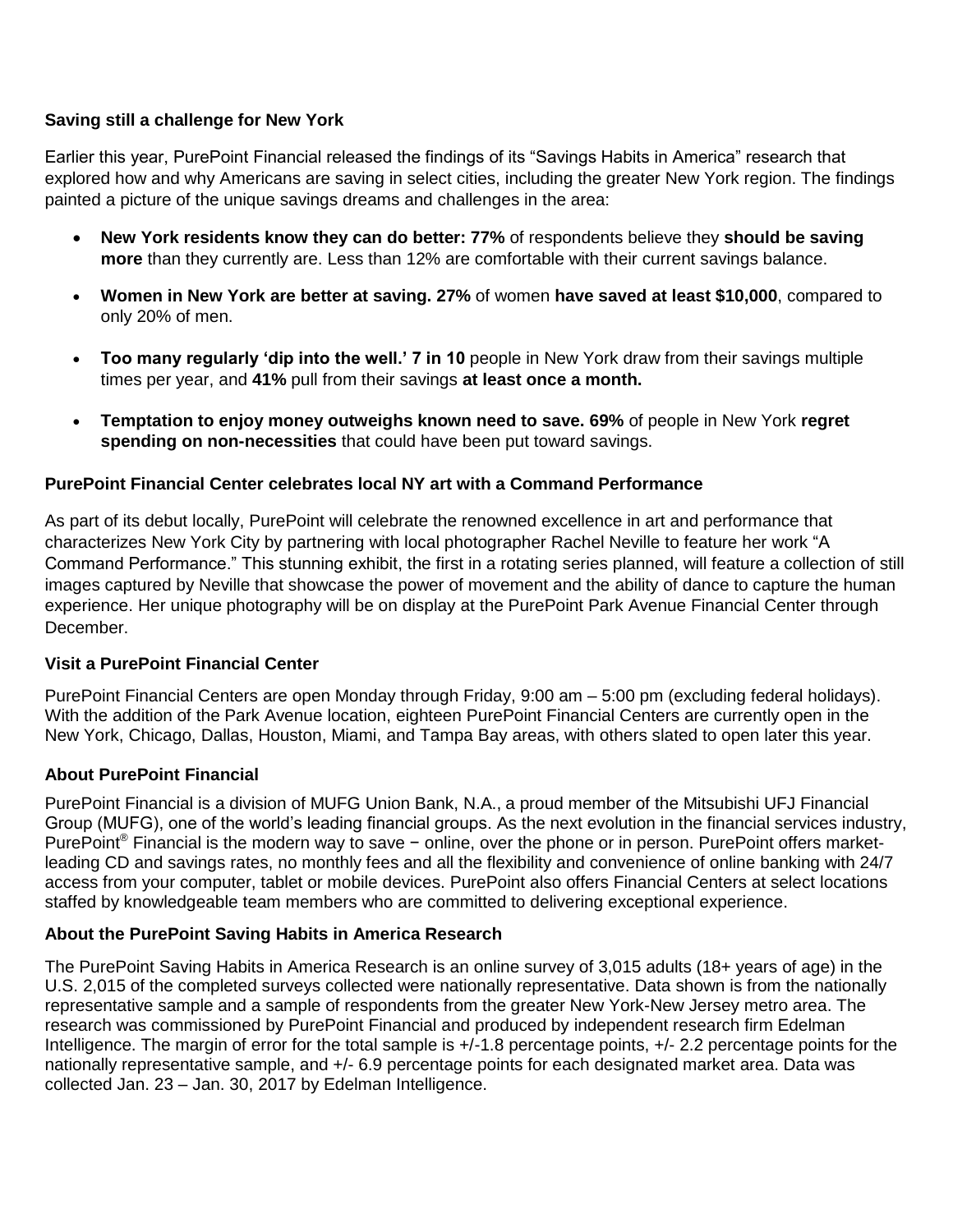**Saving still a challenge for New York**

Earlier this year, PurePoint Financial released the findings of its "Savings Habits in America" research that explored how and why Americans are saving in select cities, including the greater New York region. The findings painted a picture of the unique savings dreams and challenges in the area:

- **New York residents know they can do better: 77%** of respondents believe they **should be saving more** than they currently are. Less than 12% are comfortable with their current savings balance.
- **Women in New York are better at saving. 27%** of women **have saved at least $10,000**, compared to only 20% of men.
- **Too many regularly 'dip into the well.' 7 in 10** people in New York draw from their savings multiple times per year, and **41%** pull from their savings **at least once a month.**
- **Temptation to enjoy money outweighs known need to save. 69%** of people in New York **regret spending on non-necessities** that could have been put toward savings.

**PurePoint Financial Center celebrates local NY art with a Command Performance**

As part of its debut locally, PurePoint will celebrate the renowned excellence in art and performance that characterizes New York City by partnering with local photographer Rachel Neville to feature her work "A Command Performance." This stunning exhibit, the first in a rotating series planned, will feature a collection of still images captured by Neville that showcase the power of movement and the ability of dance to capture the human experience. Her unique photography will be on display at the PurePoint Park Avenue Financial Center through December.

**Visit a PurePoint Financial Center**

PurePoint Financial Centers are open Monday through Friday, 9:00 am – 5:00 pm (excluding federal holidays). With the addition of the Park Avenue location, eighteen PurePoint Financial Centers are currently open in the New York, Chicago, Dallas, Houston, Miami, and Tampa Bay areas, with others slated to open later this year.

**About PurePoint Financial**

PurePoint Financial is a division of MUFG Union Bank, N.A., a proud member of the Mitsubishi UFJ Financial Group (MUFG), one of the world's leading financial groups. As the next evolution in the financial services industry, PurePoint® Financial is the modern way to save − online, over the phone or in person. PurePoint offers market-leading CD and savings rates, no monthly fees and all the flexibility and convenience of online banking with 24/7 access from your computer, tablet or mobile devices. PurePoint also offers Financial Centers at select locations staffed by knowledgeable team members who are committed to delivering exceptional experience.

**About the PurePoint Saving Habits in America Research**

The PurePoint Saving Habits in America Research is an online survey of 3,015 adults (18+ years of age) in the U.S. 2,015 of the completed surveys collected were nationally representative. Data shown is from the nationally representative sample and a sample of respondents from the greater New York-New Jersey metro area. The research was commissioned by PurePoint Financial and produced by independent research firm Edelman Intelligence. The margin of error for the total sample is +/-1.8 percentage points, +/- 2.2 percentage points for the nationally representative sample, and +/- 6.9 percentage points for each designated market area. Data was collected Jan. 23 – Jan. 30, 2017 by Edelman Intelligence.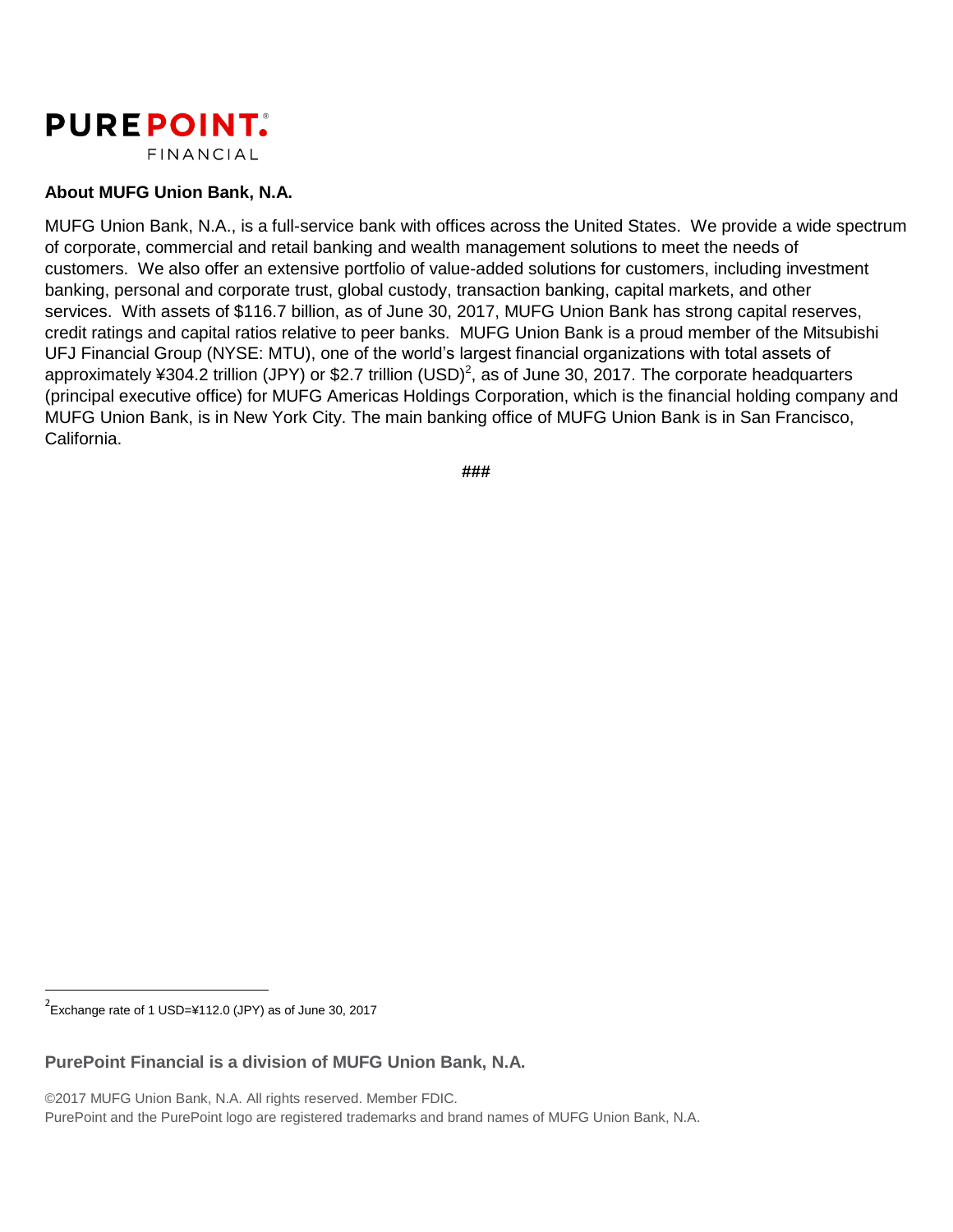**PUREPOINT.**
FINANCIAL

**About MUFG Union Bank, N.A.**

MUFG Union Bank, N.A., is a full-service bank with offices across the United States. We provide a wide spectrum of corporate, commercial and retail banking and wealth management solutions to meet the needs of customers. We also offer an extensive portfolio of value-added solutions for customers, including investment banking, personal and corporate trust, global custody, transaction banking, capital markets, and other services. With assets of $116.7 billion, as of June 30, 2017, MUFG Union Bank has strong capital reserves, credit ratings and capital ratios relative to peer banks. MUFG Union Bank is a proud member of the Mitsubishi UFJ Financial Group (NYSE: MTU), one of the world's largest financial organizations with total assets of approximately ¥304.2 trillion (JPY) or $2.7 trillion (USD)[2], as of June 30, 2017. The corporate headquarters (principal executive office) for MUFG Americas Holdings Corporation, which is the financial holding company and MUFG Union Bank, is in New York City. The main banking office of MUFG Union Bank is in San Francisco, California.

###

[2] Exchange rate of 1 USD=¥112.0 (JPY) as of June 30, 2017

**PurePoint Financial is a division of MUFG Union Bank, N.A.**

©2017 MUFG Union Bank, N.A. All rights reserved. Member FDIC.
PurePoint and the PurePoint logo are registered trademarks and brand names of MUFG Union Bank, N.A.